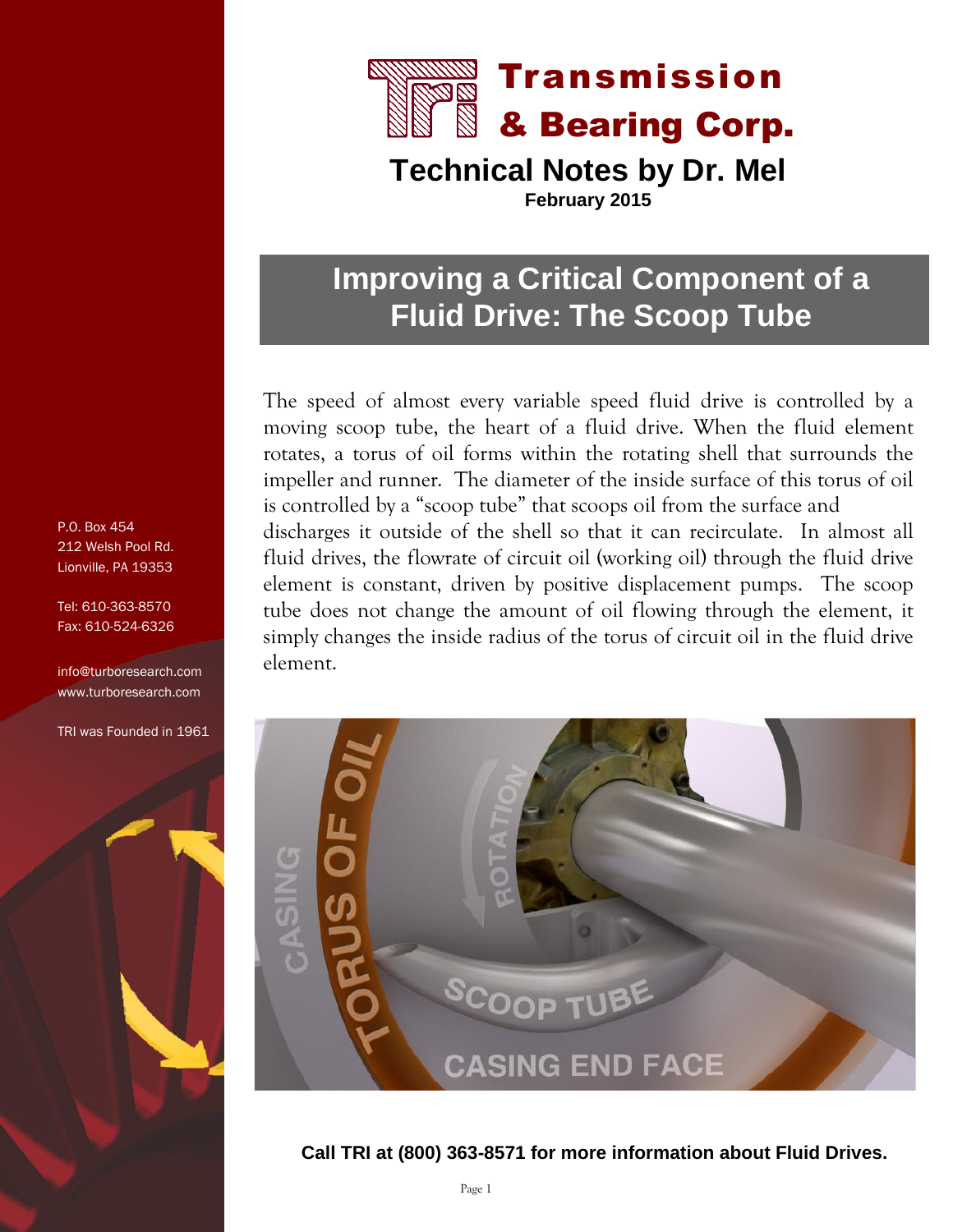# Transmission & Bearing Corp.

## Technical Notes by Dr. Mel

**February 2015**

P.O. Box 454
212 Welsh Pool Rd.
Lionville, PA 19353

Tel: 610-363-8570
Fax: 610-524-6326

info@turboresearch.com
www.turboresearch.com

TRI was Founded in 1961

# Improving a Critical Component of a Fluid Drive: The Scoop Tube

The speed of almost every variable speed fluid drive is controlled by a moving scoop tube, the heart of a fluid drive. When the fluid element rotates, a torus of oil forms within the rotating shell that surrounds the impeller and runner. The diameter of the inside surface of this torus of oil is controlled by a "scoop tube" that scoops oil from the surface and discharges it outside of the shell so that it can recirculate. In almost all fluid drives, the flowrate of circuit oil (working oil) through the fluid drive element is constant, driven by positive displacement pumps. The scoop tube does not change the amount of oil flowing through the element, it simply changes the inside radius of the torus of circuit oil in the fluid drive element.

**Call TRI at (800) 363-8571 for more information about Fluid Drives.**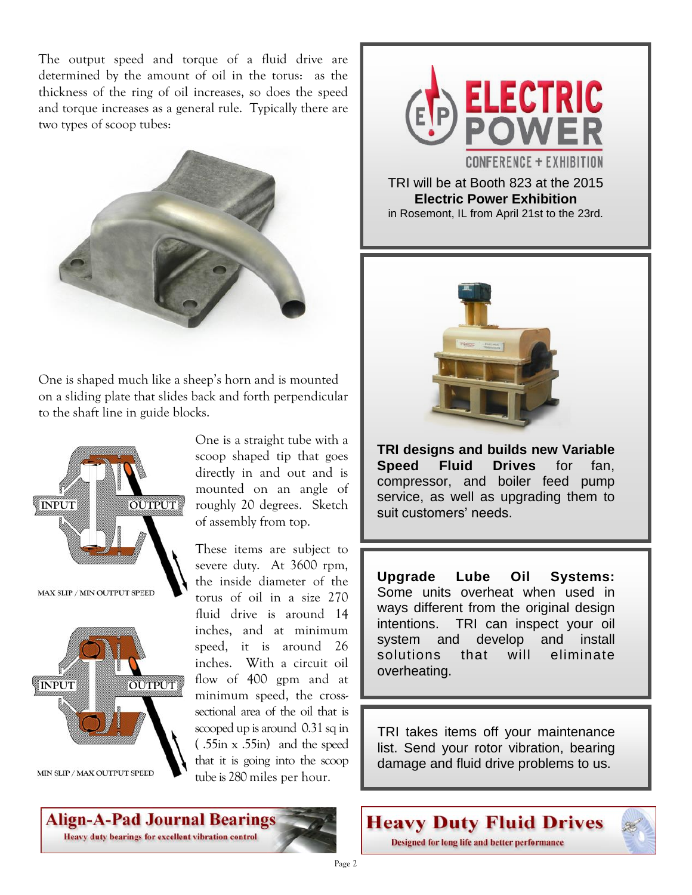The output speed and torque of a fluid drive are determined by the amount of oil in the torus: as the thickness of the ring of oil increases, so does the speed and torque increases as a general rule. Typically there are two types of scoop tubes:

One is shaped much like a sheep's horn and is mounted on a sliding plate that slides back and forth perpendicular to the shaft line in guide blocks.

INPUT OUTPUT

MAX SLIP / MIN OUTPUT SPEED

INPUT OUTPUT

MIN SLIP / MAX OUTPUT SPEED

One is a straight tube with a scoop shaped tip that goes directly in and out and is mounted on an angle of roughly 20 degrees. Sketch of assembly from top.

These items are subject to severe duty. At 3600 rpm, the inside diameter of the torus of oil in a size 270 fluid drive is around 14 inches, and at minimum speed, it is around 26 inches. With a circuit oil flow of 400 gpm and at minimum speed, the cross-sectional area of the oil that is scooped up is around 0.31 sq in ( .55in x .55in) and the speed that it is going into the scoop tube is 280 miles per hour.

ELECTRIC POWER CONFERENCE + EXHIBITION

TRI will be at Booth 823 at the 2015 **Electric Power Exhibition** in Rosemont, IL from April 21st to the 23rd.

**TRI designs and builds new Variable Speed Fluid Drives** for fan, compressor, and boiler feed pump service, as well as upgrading them to suit customers' needs.

**Upgrade Lube Oil Systems:** Some units overheat when used in ways different from the original design intentions. TRI can inspect your oil system and develop and install solutions that will eliminate overheating.

TRI takes items off your maintenance list. Send your rotor vibration, bearing damage and fluid drive problems to us.

**Align-A-Pad Journal Bearings**
Heavy duty bearings for excellent vibration control

**Heavy Duty Fluid Drives**
Designed for long life and better performance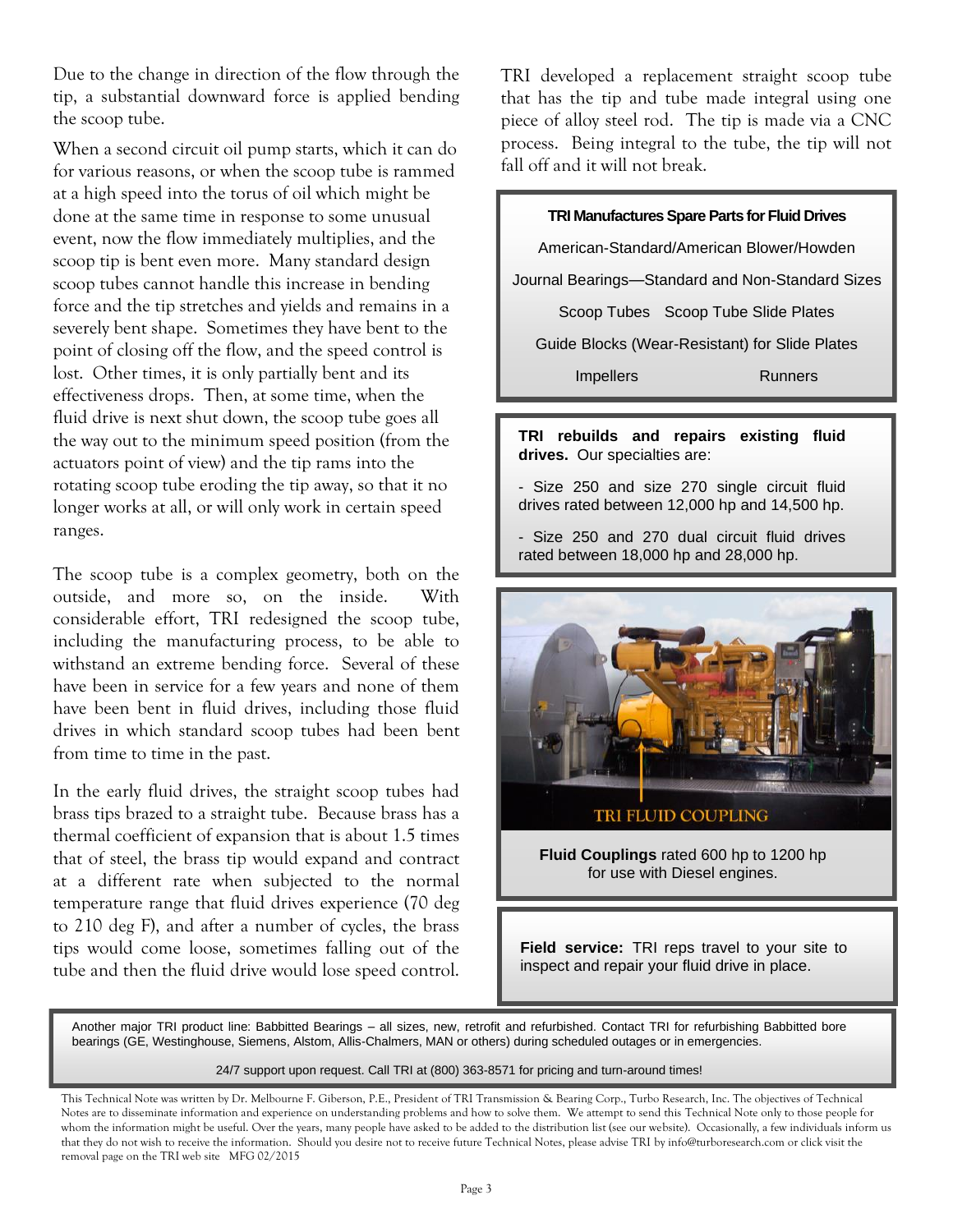Due to the change in direction of the flow through the tip, a substantial downward force is applied bending the scoop tube.

When a second circuit oil pump starts, which it can do for various reasons, or when the scoop tube is rammed at a high speed into the torus of oil which might be done at the same time in response to some unusual event, now the flow immediately multiplies, and the scoop tip is bent even more. Many standard design scoop tubes cannot handle this increase in bending force and the tip stretches and yields and remains in a severely bent shape. Sometimes they have bent to the point of closing off the flow, and the speed control is lost. Other times, it is only partially bent and its effectiveness drops. Then, at some time, when the fluid drive is next shut down, the scoop tube goes all the way out to the minimum speed position (from the actuators point of view) and the tip rams into the rotating scoop tube eroding the tip away, so that it no longer works at all, or will only work in certain speed ranges.

The scoop tube is a complex geometry, both on the outside, and more so, on the inside. With considerable effort, TRI redesigned the scoop tube, including the manufacturing process, to be able to withstand an extreme bending force. Several of these have been in service for a few years and none of them have been bent in fluid drives, including those fluid drives in which standard scoop tubes had been bent from time to time in the past.

In the early fluid drives, the straight scoop tubes had brass tips brazed to a straight tube. Because brass has a thermal coefficient of expansion that is about 1.5 times that of steel, the brass tip would expand and contract at a different rate when subjected to the normal temperature range that fluid drives experience (70 deg to 210 deg F), and after a number of cycles, the brass tips would come loose, sometimes falling out of the tube and then the fluid drive would lose speed control.

TRI developed a replacement straight scoop tube that has the tip and tube made integral using one piece of alloy steel rod. The tip is made via a CNC process. Being integral to the tube, the tip will not fall off and it will not break.

**TRI Manufactures Spare Parts for Fluid Drives**

American-Standard/American Blower/Howden

Journal Bearings—Standard and Non-Standard Sizes

Scoop Tubes Scoop Tube Slide Plates

Guide Blocks (Wear-Resistant) for Slide Plates

Impellers Runners

**TRI rebuilds and repairs existing fluid drives.** Our specialties are:

- Size 250 and size 270 single circuit fluid drives rated between 12,000 hp and 14,500 hp.
- Size 250 and 270 dual circuit fluid drives rated between 18,000 hp and 28,000 hp.

TRI FLUID COUPLING

**Fluid Couplings** rated 600 hp to 1200 hp for use with Diesel engines.

**Field service:** TRI reps travel to your site to inspect and repair your fluid drive in place.

Another major TRI product line: Babbitted Bearings – all sizes, new, retrofit and refurbished. Contact TRI for refurbishing Babbitted bore bearings (GE, Westinghouse, Siemens, Alstom, Allis-Chalmers, MAN or others) during scheduled outages or in emergencies.

24/7 support upon request. Call TRI at (800) 363-8571 for pricing and turn-around times!

This Technical Note was written by Dr. Melbourne F. Giberson, P.E., President of TRI Transmission & Bearing Corp., Turbo Research, Inc. The objectives of Technical Notes are to disseminate information and experience on understanding problems and how to solve them. We attempt to send this Technical Note only to those people for whom the information might be useful. Over the years, many people have asked to be added to the distribution list (see our website). Occasionally, a few individuals inform us that they do not wish to receive the information. Should you desire not to receive future Technical Notes, please advise TRI by info@turboresearch.com or click visit the removal page on the TRI web site MFG 02/2015